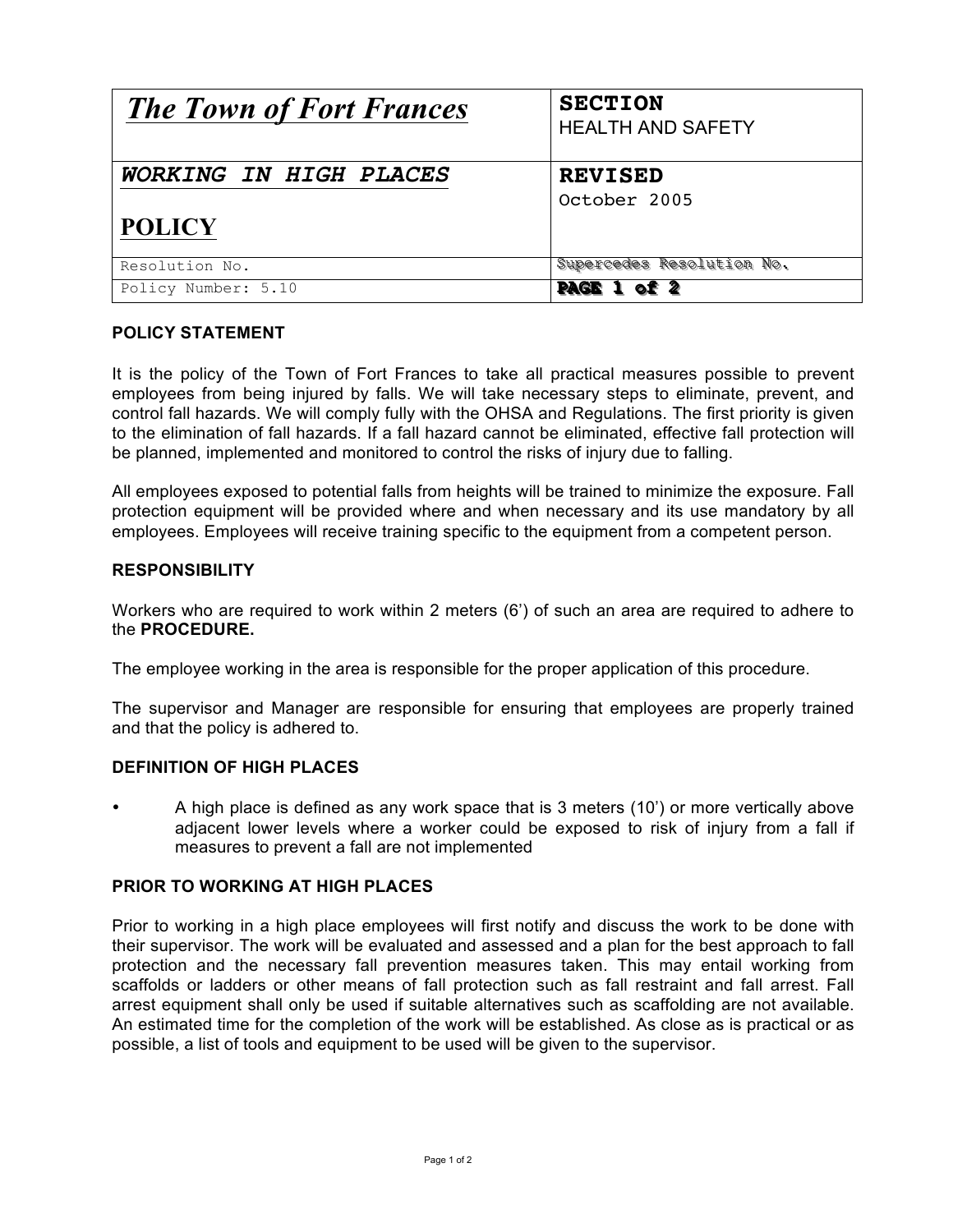| *The Town of Fort Frances* | **SECTION**<br>HEALTH AND SAFETY |
|---|---|
| ***WORKING IN HIGH PLACES***<br><br>**POLICY** | **REVISED**<br>October 2005 |
| Resolution No. | Supercedes Resolution No. |
| Policy Number: 5.10 | **PAGE 1 of 2** |

**POLICY STATEMENT**

It is the policy of the Town of Fort Frances to take all practical measures possible to prevent employees from being injured by falls. We will take necessary steps to eliminate, prevent, and control fall hazards. We will comply fully with the OHSA and Regulations. The first priority is given to the elimination of fall hazards. If a fall hazard cannot be eliminated, effective fall protection will be planned, implemented and monitored to control the risks of injury due to falling.

All employees exposed to potential falls from heights will be trained to minimize the exposure. Fall protection equipment will be provided where and when necessary and its use mandatory by all employees. Employees will receive training specific to the equipment from a competent person.

**RESPONSIBILITY**

Workers who are required to work within 2 meters (6') of such an area are required to adhere to the **PROCEDURE.**

The employee working in the area is responsible for the proper application of this procedure.

The supervisor and Manager are responsible for ensuring that employees are properly trained and that the policy is adhered to.

**DEFINITION OF HIGH PLACES**

- A high place is defined as any work space that is 3 meters (10') or more vertically above adjacent lower levels where a worker could be exposed to risk of injury from a fall if measures to prevent a fall are not implemented

**PRIOR TO WORKING AT HIGH PLACES**

Prior to working in a high place employees will first notify and discuss the work to be done with their supervisor. The work will be evaluated and assessed and a plan for the best approach to fall protection and the necessary fall prevention measures taken. This may entail working from scaffolds or ladders or other means of fall protection such as fall restraint and fall arrest. Fall arrest equipment shall only be used if suitable alternatives such as scaffolding are not available. An estimated time for the completion of the work will be established. As close as is practical or as possible, a list of tools and equipment to be used will be given to the supervisor.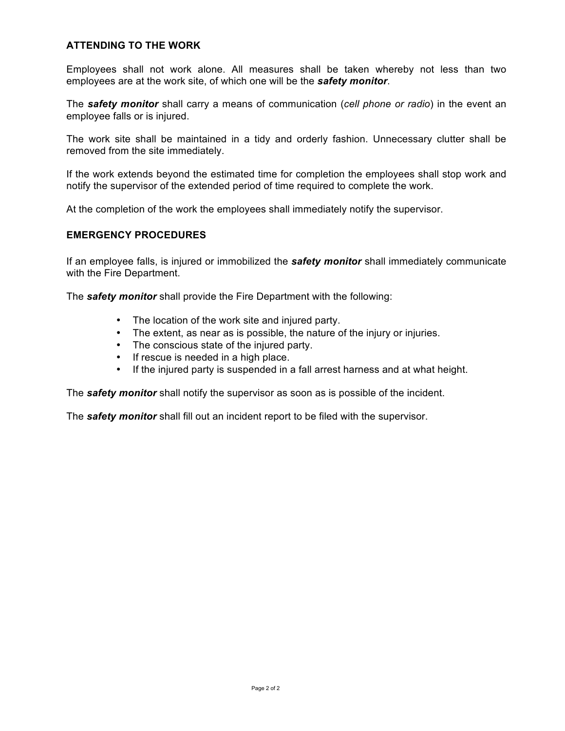## ATTENDING TO THE WORK

Employees shall not work alone. All measures shall be taken whereby not less than two employees are at the work site, of which one will be the ***safety monitor***.

The ***safety monitor*** shall carry a means of communication (*cell phone or radio*) in the event an employee falls or is injured.

The work site shall be maintained in a tidy and orderly fashion. Unnecessary clutter shall be removed from the site immediately.

If the work extends beyond the estimated time for completion the employees shall stop work and notify the supervisor of the extended period of time required to complete the work.

At the completion of the work the employees shall immediately notify the supervisor.

## EMERGENCY PROCEDURES

If an employee falls, is injured or immobilized the ***safety monitor*** shall immediately communicate with the Fire Department.

The ***safety monitor*** shall provide the Fire Department with the following:

- The location of the work site and injured party.
- The extent, as near as is possible, the nature of the injury or injuries.
- The conscious state of the injured party.
- If rescue is needed in a high place.
- If the injured party is suspended in a fall arrest harness and at what height.

The ***safety monitor*** shall notify the supervisor as soon as is possible of the incident.

The ***safety monitor*** shall fill out an incident report to be filed with the supervisor.